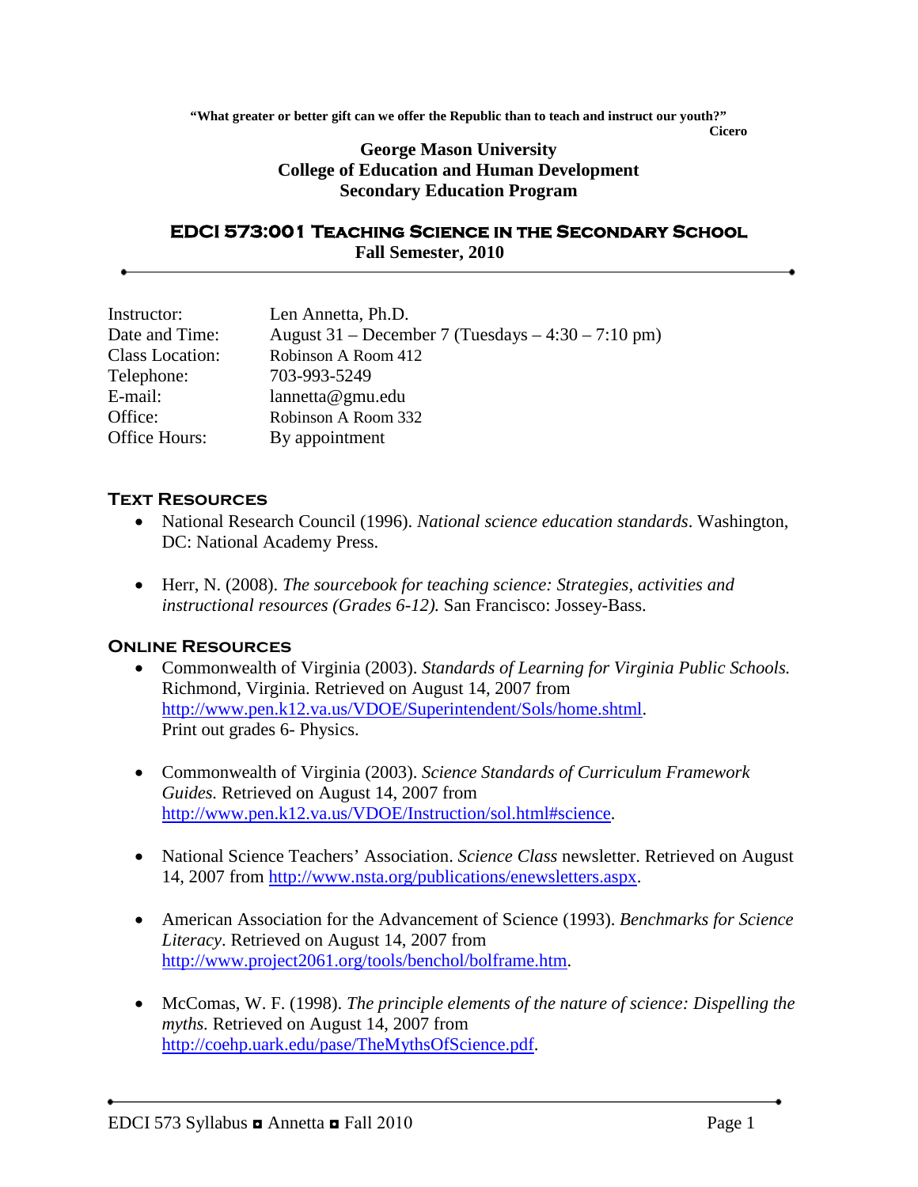**"What greater or better gift can we offer the Republic than to teach and instruct our youth?"**

**Cicero**

**George Mason University**
**College of Education and Human Development**
**Secondary Education Program**

# EDCI 573:001 Teaching Science in the Secondary School

**Fall Semester, 2010**

---

Instructor: Len Annetta, Ph.D.
Date and Time: August 31 – December 7 (Tuesdays – 4:30 – 7:10 pm)
Class Location: Robinson A Room 412
Telephone: 703-993-5249
E-mail: lannetta@gmu.edu
Office: Robinson A Room 332
Office Hours: By appointment

## Text Resources

- National Research Council (1996). *National science education standards*. Washington, DC: National Academy Press.

- Herr, N. (2008). *The sourcebook for teaching science: Strategies, activities and instructional resources (Grades 6-12).* San Francisco: Jossey-Bass.

## Online Resources

- Commonwealth of Virginia (2003). *Standards of Learning for Virginia Public Schools.* Richmond, Virginia. Retrieved on August 14, 2007 from http://www.pen.k12.va.us/VDOE/Superintendent/Sols/home.shtml. Print out grades 6- Physics.

- Commonwealth of Virginia (2003). *Science Standards of Curriculum Framework Guides.* Retrieved on August 14, 2007 from http://www.pen.k12.va.us/VDOE/Instruction/sol.html#science.

- National Science Teachers' Association. *Science Class* newsletter. Retrieved on August 14, 2007 from http://www.nsta.org/publications/enewsletters.aspx.

- American Association for the Advancement of Science (1993). *Benchmarks for Science Literacy*. Retrieved on August 14, 2007 from http://www.project2061.org/tools/benchol/bolframe.htm.

- McComas, W. F. (1998). *The principle elements of the nature of science: Dispelling the myths.* Retrieved on August 14, 2007 from http://coehp.uark.edu/pase/TheMythsOfScience.pdf.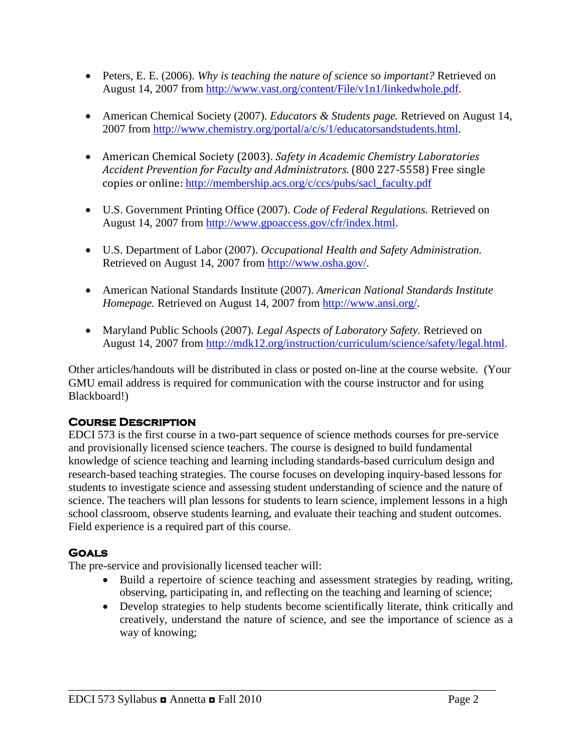- Peters, E. E. (2006). *Why is teaching the nature of science so important?* Retrieved on August 14, 2007 from http://www.vast.org/content/File/v1n1/linkedwhole.pdf.

- American Chemical Society (2007). *Educators & Students page.* Retrieved on August 14, 2007 from http://www.chemistry.org/portal/a/c/s/1/educatorsandstudents.html.

- American Chemical Society (2003). *Safety in Academic Chemistry Laboratories Accident Prevention for Faculty and Administrators.* (800 227-5558) Free single copies or online: http://membership.acs.org/c/ccs/pubs/sacl_faculty.pdf

- U.S. Government Printing Office (2007). *Code of Federal Regulations.* Retrieved on August 14, 2007 from http://www.gpoaccess.gov/cfr/index.html.

- U.S. Department of Labor (2007). *Occupational Health and Safety Administration.* Retrieved on August 14, 2007 from http://www.osha.gov/.

- American National Standards Institute (2007). *American National Standards Institute Homepage.* Retrieved on August 14, 2007 from http://www.ansi.org/.

- Maryland Public Schools (2007). *Legal Aspects of Laboratory Safety.* Retrieved on August 14, 2007 from http://mdk12.org/instruction/curriculum/science/safety/legal.html.

Other articles/handouts will be distributed in class or posted on-line at the course website. (Your GMU email address is required for communication with the course instructor and for using Blackboard!)

## Course Description

EDCI 573 is the first course in a two-part sequence of science methods courses for pre-service and provisionally licensed science teachers. The course is designed to build fundamental knowledge of science teaching and learning including standards-based curriculum design and research-based teaching strategies. The course focuses on developing inquiry-based lessons for students to investigate science and assessing student understanding of science and the nature of science. The teachers will plan lessons for students to learn science, implement lessons in a high school classroom, observe students learning, and evaluate their teaching and student outcomes. Field experience is a required part of this course.

## Goals

The pre-service and provisionally licensed teacher will:

- Build a repertoire of science teaching and assessment strategies by reading, writing, observing, participating in, and reflecting on the teaching and learning of science;
- Develop strategies to help students become scientifically literate, think critically and creatively, understand the nature of science, and see the importance of science as a way of knowing;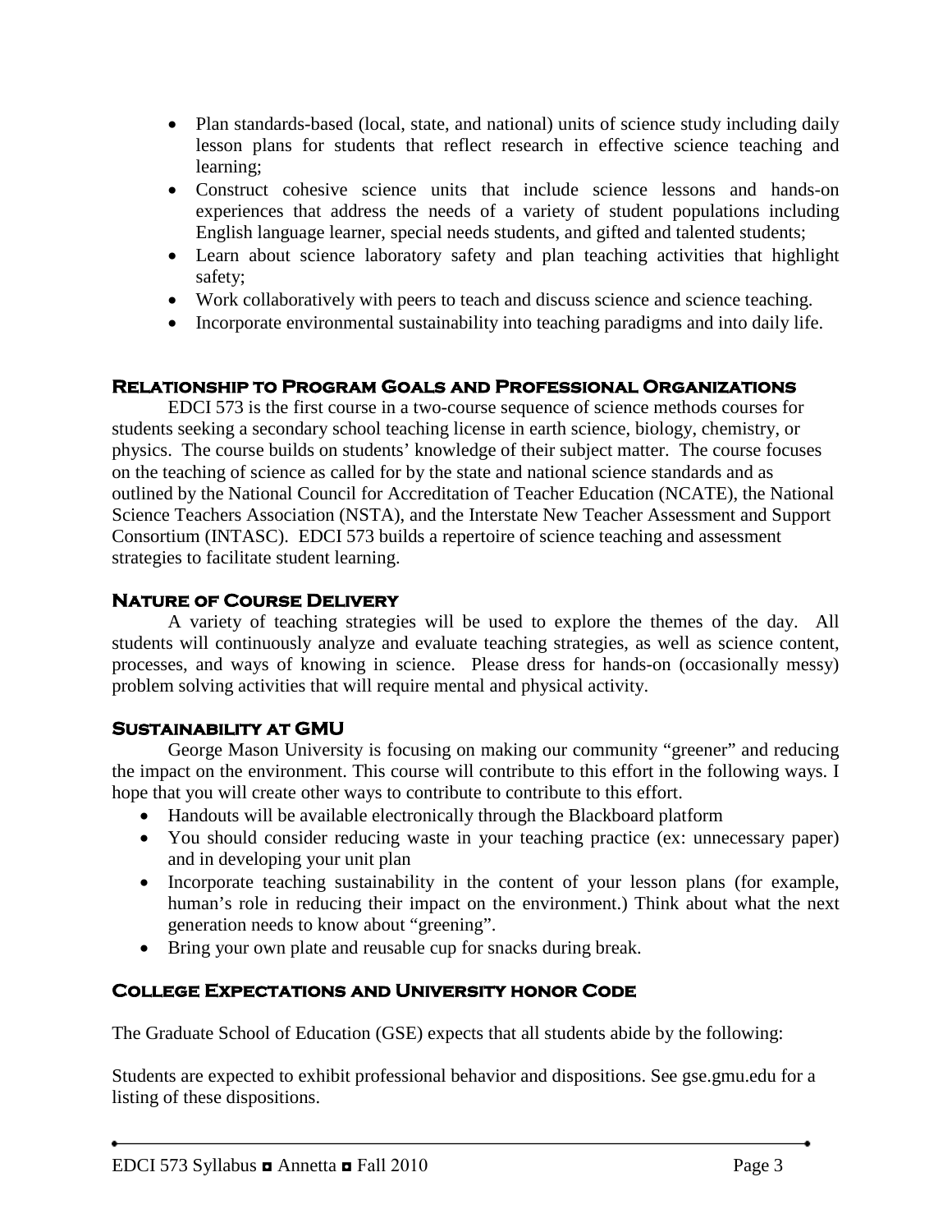- Plan standards-based (local, state, and national) units of science study including daily lesson plans for students that reflect research in effective science teaching and learning;
- Construct cohesive science units that include science lessons and hands-on experiences that address the needs of a variety of student populations including English language learner, special needs students, and gifted and talented students;
- Learn about science laboratory safety and plan teaching activities that highlight safety;
- Work collaboratively with peers to teach and discuss science and science teaching.
- Incorporate environmental sustainability into teaching paradigms and into daily life.

## Relationship to Program Goals and Professional Organizations

EDCI 573 is the first course in a two-course sequence of science methods courses for students seeking a secondary school teaching license in earth science, biology, chemistry, or physics. The course builds on students' knowledge of their subject matter. The course focuses on the teaching of science as called for by the state and national science standards and as outlined by the National Council for Accreditation of Teacher Education (NCATE), the National Science Teachers Association (NSTA), and the Interstate New Teacher Assessment and Support Consortium (INTASC). EDCI 573 builds a repertoire of science teaching and assessment strategies to facilitate student learning.

## Nature of Course Delivery

A variety of teaching strategies will be used to explore the themes of the day. All students will continuously analyze and evaluate teaching strategies, as well as science content, processes, and ways of knowing in science. Please dress for hands-on (occasionally messy) problem solving activities that will require mental and physical activity.

## Sustainability at GMU

George Mason University is focusing on making our community "greener" and reducing the impact on the environment. This course will contribute to this effort in the following ways. I hope that you will create other ways to contribute to contribute to this effort.

- Handouts will be available electronically through the Blackboard platform
- You should consider reducing waste in your teaching practice (ex: unnecessary paper) and in developing your unit plan
- Incorporate teaching sustainability in the content of your lesson plans (for example, human's role in reducing their impact on the environment.) Think about what the next generation needs to know about "greening".
- Bring your own plate and reusable cup for snacks during break.

## College Expectations and University honor Code

The Graduate School of Education (GSE) expects that all students abide by the following:

Students are expected to exhibit professional behavior and dispositions. See gse.gmu.edu for a listing of these dispositions.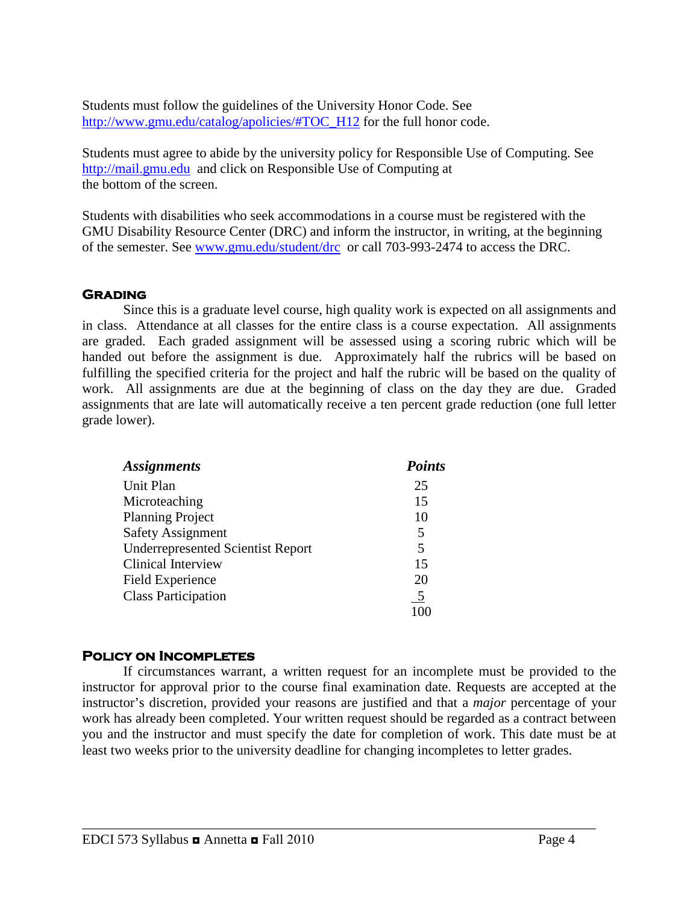Students must follow the guidelines of the University Honor Code. See http://www.gmu.edu/catalog/apolicies/#TOC_H12 for the full honor code.

Students must agree to abide by the university policy for Responsible Use of Computing. See http://mail.gmu.edu and click on Responsible Use of Computing at the bottom of the screen.

Students with disabilities who seek accommodations in a course must be registered with the GMU Disability Resource Center (DRC) and inform the instructor, in writing, at the beginning of the semester. See www.gmu.edu/student/drc or call 703-993-2474 to access the DRC.

## Grading

Since this is a graduate level course, high quality work is expected on all assignments and in class. Attendance at all classes for the entire class is a course expectation. All assignments are graded. Each graded assignment will be assessed using a scoring rubric which will be handed out before the assignment is due. Approximately half the rubrics will be based on fulfilling the specified criteria for the project and half the rubric will be based on the quality of work. All assignments are due at the beginning of class on the day they are due. Graded assignments that are late will automatically receive a ten percent grade reduction (one full letter grade lower).

| *Assignments* | *Points* |
|---|---|
| Unit Plan | 25 |
| Microteaching | 15 |
| Planning Project | 10 |
| Safety Assignment | 5 |
| Underrepresented Scientist Report | 5 |
| Clinical Interview | 15 |
| Field Experience | 20 |
| Class Participation | 5 |
| | 100 |

## Policy on Incompletes

If circumstances warrant, a written request for an incomplete must be provided to the instructor for approval prior to the course final examination date. Requests are accepted at the instructor's discretion, provided your reasons are justified and that a *major* percentage of your work has already been completed. Your written request should be regarded as a contract between you and the instructor and must specify the date for completion of work. This date must be at least two weeks prior to the university deadline for changing incompletes to letter grades.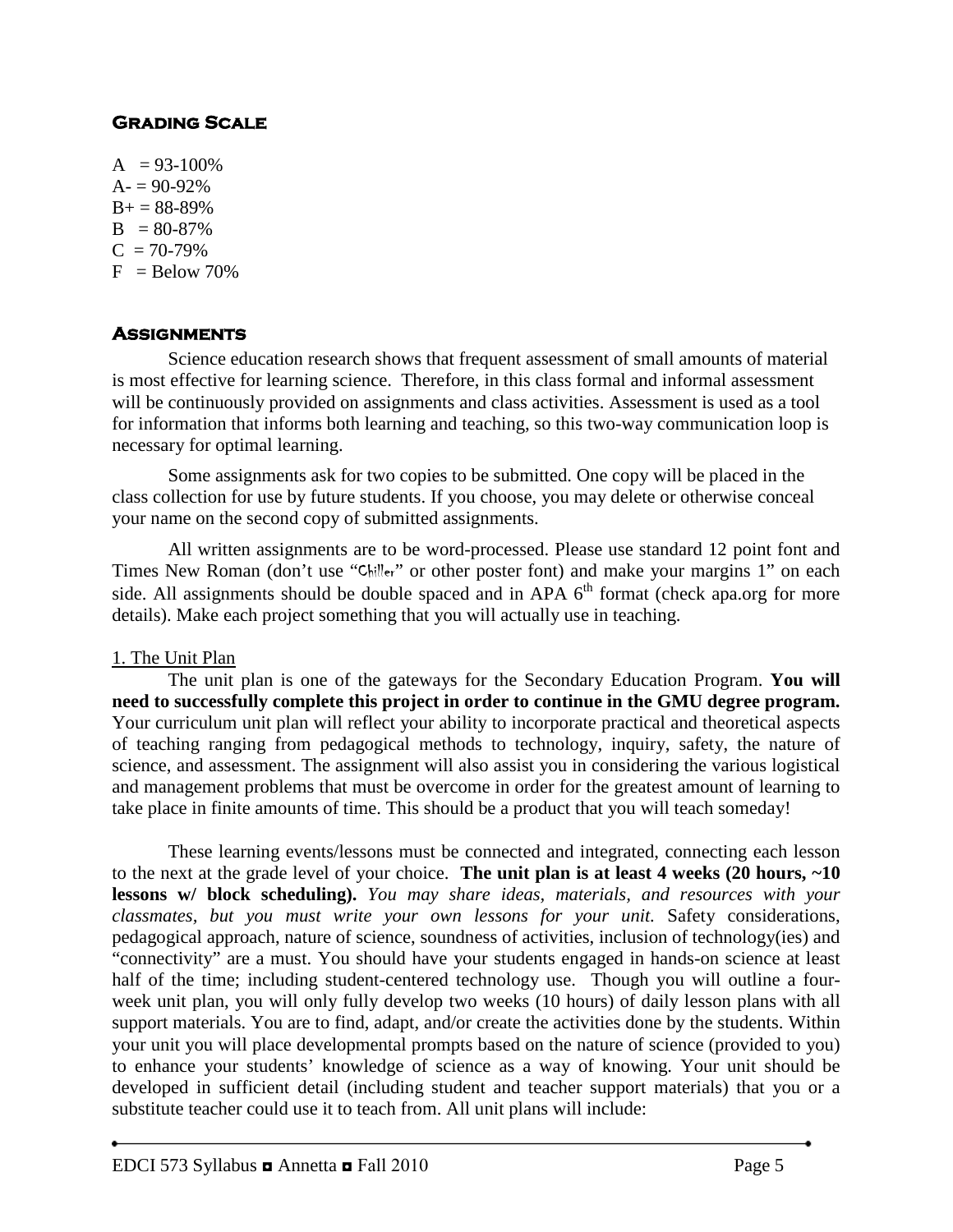## Grading Scale

A = 93-100%
A- = 90-92%
B+ = 88-89%
B = 80-87%
C = 70-79%
F = Below 70%

## Assignments

Science education research shows that frequent assessment of small amounts of material is most effective for learning science. Therefore, in this class formal and informal assessment will be continuously provided on assignments and class activities. Assessment is used as a tool for information that informs both learning and teaching, so this two-way communication loop is necessary for optimal learning.

Some assignments ask for two copies to be submitted. One copy will be placed in the class collection for use by future students. If you choose, you may delete or otherwise conceal your name on the second copy of submitted assignments.

All written assignments are to be word-processed. Please use standard 12 point font and Times New Roman (don't use "Chiller" or other poster font) and make your margins 1" on each side. All assignments should be double spaced and in APA 6th format (check apa.org for more details). Make each project something that you will actually use in teaching.

1. The Unit Plan

The unit plan is one of the gateways for the Secondary Education Program. **You will need to successfully complete this project in order to continue in the GMU degree program.** Your curriculum unit plan will reflect your ability to incorporate practical and theoretical aspects of teaching ranging from pedagogical methods to technology, inquiry, safety, the nature of science, and assessment. The assignment will also assist you in considering the various logistical and management problems that must be overcome in order for the greatest amount of learning to take place in finite amounts of time. This should be a product that you will teach someday!

These learning events/lessons must be connected and integrated, connecting each lesson to the next at the grade level of your choice. **The unit plan is at least 4 weeks (20 hours, ~10 lessons w/ block scheduling).** *You may share ideas, materials, and resources with your classmates, but you must write your own lessons for your unit.* Safety considerations, pedagogical approach, nature of science, soundness of activities, inclusion of technology(ies) and "connectivity" are a must. You should have your students engaged in hands-on science at least half of the time; including student-centered technology use. Though you will outline a four-week unit plan, you will only fully develop two weeks (10 hours) of daily lesson plans with all support materials. You are to find, adapt, and/or create the activities done by the students. Within your unit you will place developmental prompts based on the nature of science (provided to you) to enhance your students' knowledge of science as a way of knowing. Your unit should be developed in sufficient detail (including student and teacher support materials) that you or a substitute teacher could use it to teach from. All unit plans will include: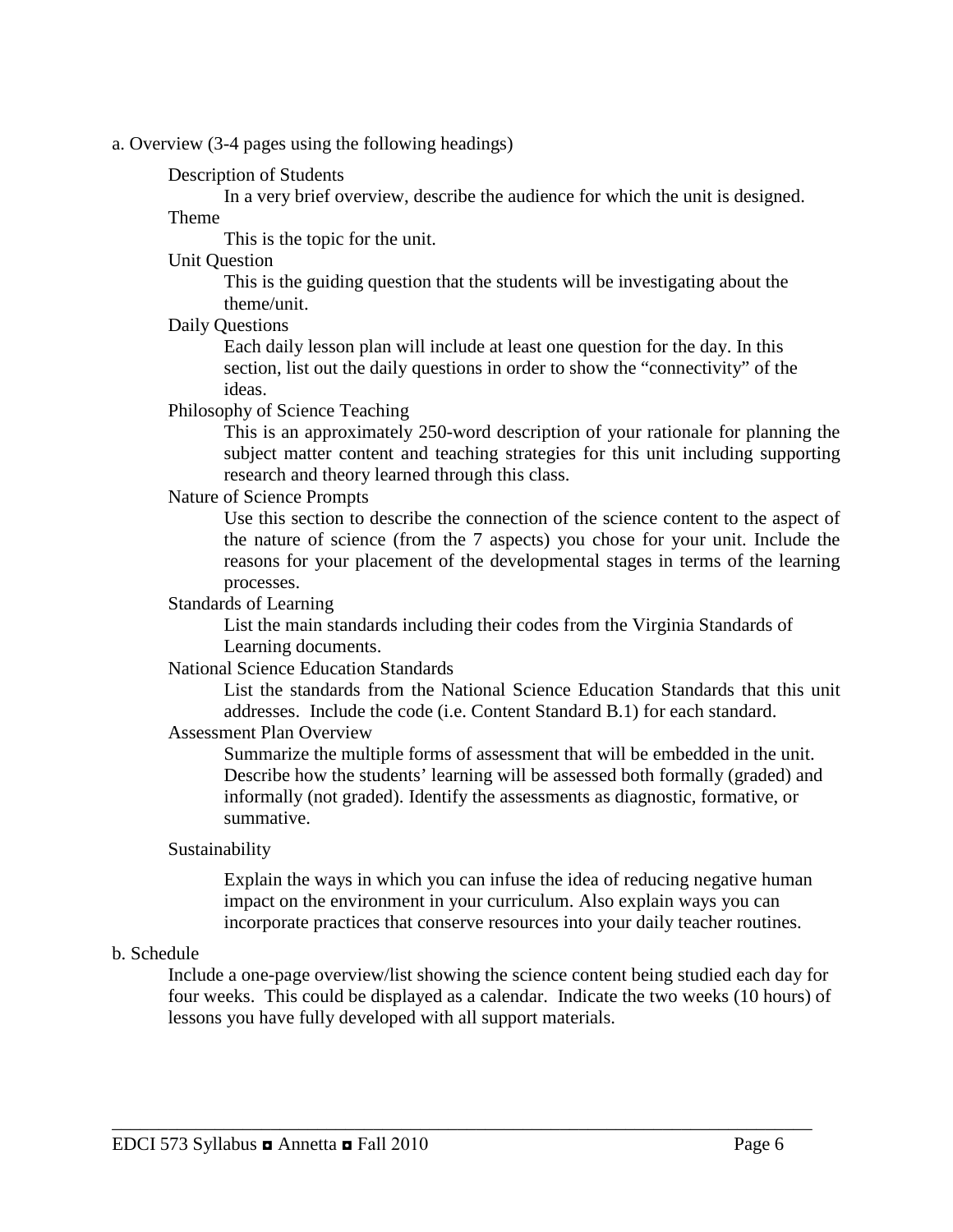a. Overview (3-4 pages using the following headings)

Description of Students

In a very brief overview, describe the audience for which the unit is designed.

Theme

This is the topic for the unit.

Unit Question

This is the guiding question that the students will be investigating about the theme/unit.

Daily Questions

Each daily lesson plan will include at least one question for the day. In this section, list out the daily questions in order to show the "connectivity" of the ideas.

Philosophy of Science Teaching

This is an approximately 250-word description of your rationale for planning the subject matter content and teaching strategies for this unit including supporting research and theory learned through this class.

Nature of Science Prompts

Use this section to describe the connection of the science content to the aspect of the nature of science (from the 7 aspects) you chose for your unit. Include the reasons for your placement of the developmental stages in terms of the learning processes.

Standards of Learning

List the main standards including their codes from the Virginia Standards of Learning documents.

National Science Education Standards

List the standards from the National Science Education Standards that this unit addresses. Include the code (i.e. Content Standard B.1) for each standard.

Assessment Plan Overview

Summarize the multiple forms of assessment that will be embedded in the unit. Describe how the students' learning will be assessed both formally (graded) and informally (not graded). Identify the assessments as diagnostic, formative, or summative.

Sustainability

Explain the ways in which you can infuse the idea of reducing negative human impact on the environment in your curriculum. Also explain ways you can incorporate practices that conserve resources into your daily teacher routines.

b. Schedule

Include a one-page overview/list showing the science content being studied each day for four weeks. This could be displayed as a calendar. Indicate the two weeks (10 hours) of lessons you have fully developed with all support materials.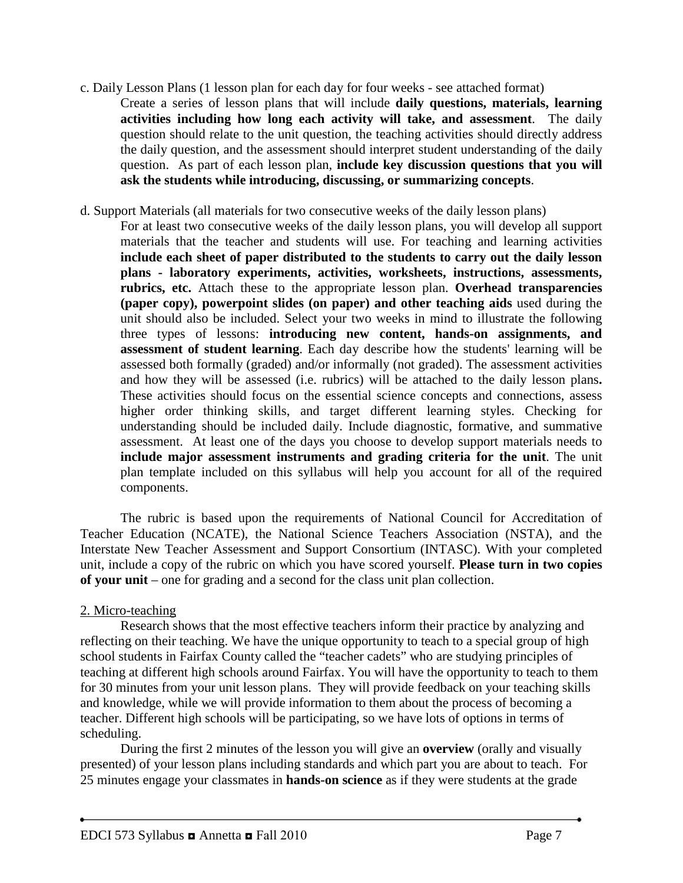c. Daily Lesson Plans (1 lesson plan for each day for four weeks - see attached format)

Create a series of lesson plans that will include **daily questions, materials, learning activities including how long each activity will take, and assessment**. The daily question should relate to the unit question, the teaching activities should directly address the daily question, and the assessment should interpret student understanding of the daily question. As part of each lesson plan, **include key discussion questions that you will ask the students while introducing, discussing, or summarizing concepts**.

d. Support Materials (all materials for two consecutive weeks of the daily lesson plans)

For at least two consecutive weeks of the daily lesson plans, you will develop all support materials that the teacher and students will use. For teaching and learning activities **include each sheet of paper distributed to the students to carry out the daily lesson plans - laboratory experiments, activities, worksheets, instructions, assessments, rubrics, etc.** Attach these to the appropriate lesson plan. **Overhead transparencies (paper copy), powerpoint slides (on paper) and other teaching aids** used during the unit should also be included. Select your two weeks in mind to illustrate the following three types of lessons: **introducing new content, hands-on assignments, and assessment of student learning**. Each day describe how the students' learning will be assessed both formally (graded) and/or informally (not graded). The assessment activities and how they will be assessed (i.e. rubrics) will be attached to the daily lesson plans**.** These activities should focus on the essential science concepts and connections, assess higher order thinking skills, and target different learning styles. Checking for understanding should be included daily. Include diagnostic, formative, and summative assessment. At least one of the days you choose to develop support materials needs to **include major assessment instruments and grading criteria for the unit**. The unit plan template included on this syllabus will help you account for all of the required components.

The rubric is based upon the requirements of National Council for Accreditation of Teacher Education (NCATE), the National Science Teachers Association (NSTA), and the Interstate New Teacher Assessment and Support Consortium (INTASC). With your completed unit, include a copy of the rubric on which you have scored yourself. **Please turn in two copies of your unit** – one for grading and a second for the class unit plan collection.

2. Micro-teaching

Research shows that the most effective teachers inform their practice by analyzing and reflecting on their teaching. We have the unique opportunity to teach to a special group of high school students in Fairfax County called the "teacher cadets" who are studying principles of teaching at different high schools around Fairfax. You will have the opportunity to teach to them for 30 minutes from your unit lesson plans. They will provide feedback on your teaching skills and knowledge, while we will provide information to them about the process of becoming a teacher. Different high schools will be participating, so we have lots of options in terms of scheduling.

During the first 2 minutes of the lesson you will give an **overview** (orally and visually presented) of your lesson plans including standards and which part you are about to teach. For 25 minutes engage your classmates in **hands-on science** as if they were students at the grade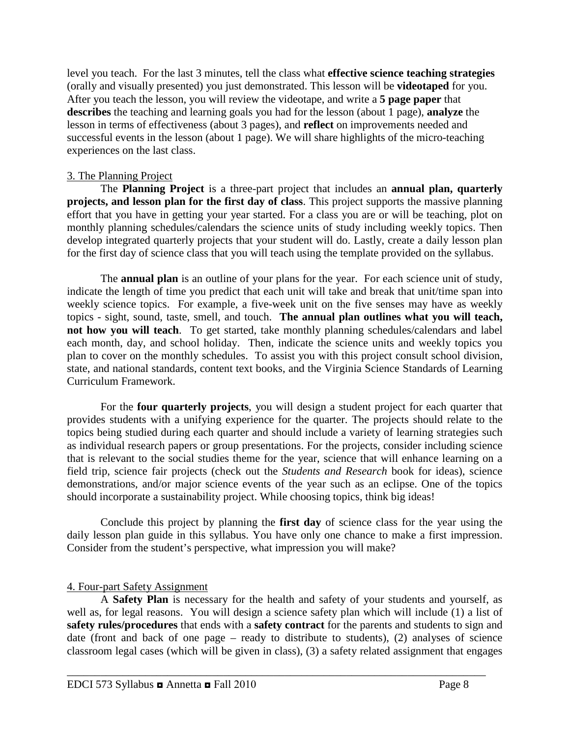level you teach. For the last 3 minutes, tell the class what **effective science teaching strategies** (orally and visually presented) you just demonstrated. This lesson will be **videotaped** for you. After you teach the lesson, you will review the videotape, and write a **5 page paper** that **describes** the teaching and learning goals you had for the lesson (about 1 page), **analyze** the lesson in terms of effectiveness (about 3 pages), and **reflect** on improvements needed and successful events in the lesson (about 1 page). We will share highlights of the micro-teaching experiences on the last class.

3. The Planning Project

The **Planning Project** is a three-part project that includes an **annual plan, quarterly projects, and lesson plan for the first day of class**. This project supports the massive planning effort that you have in getting your year started. For a class you are or will be teaching, plot on monthly planning schedules/calendars the science units of study including weekly topics. Then develop integrated quarterly projects that your student will do. Lastly, create a daily lesson plan for the first day of science class that you will teach using the template provided on the syllabus.

The **annual plan** is an outline of your plans for the year. For each science unit of study, indicate the length of time you predict that each unit will take and break that unit/time span into weekly science topics. For example, a five-week unit on the five senses may have as weekly topics - sight, sound, taste, smell, and touch. **The annual plan outlines what you will teach, not how you will teach**. To get started, take monthly planning schedules/calendars and label each month, day, and school holiday. Then, indicate the science units and weekly topics you plan to cover on the monthly schedules. To assist you with this project consult school division, state, and national standards, content text books, and the Virginia Science Standards of Learning Curriculum Framework.

For the **four quarterly projects**, you will design a student project for each quarter that provides students with a unifying experience for the quarter. The projects should relate to the topics being studied during each quarter and should include a variety of learning strategies such as individual research papers or group presentations. For the projects, consider including science that is relevant to the social studies theme for the year, science that will enhance learning on a field trip, science fair projects (check out the *Students and Research* book for ideas), science demonstrations, and/or major science events of the year such as an eclipse. One of the topics should incorporate a sustainability project. While choosing topics, think big ideas!

Conclude this project by planning the **first day** of science class for the year using the daily lesson plan guide in this syllabus. You have only one chance to make a first impression. Consider from the student's perspective, what impression you will make?

4. Four-part Safety Assignment

A **Safety Plan** is necessary for the health and safety of your students and yourself, as well as, for legal reasons. You will design a science safety plan which will include (1) a list of **safety rules/procedures** that ends with a **safety contract** for the parents and students to sign and date (front and back of one page – ready to distribute to students), (2) analyses of science classroom legal cases (which will be given in class), (3) a safety related assignment that engages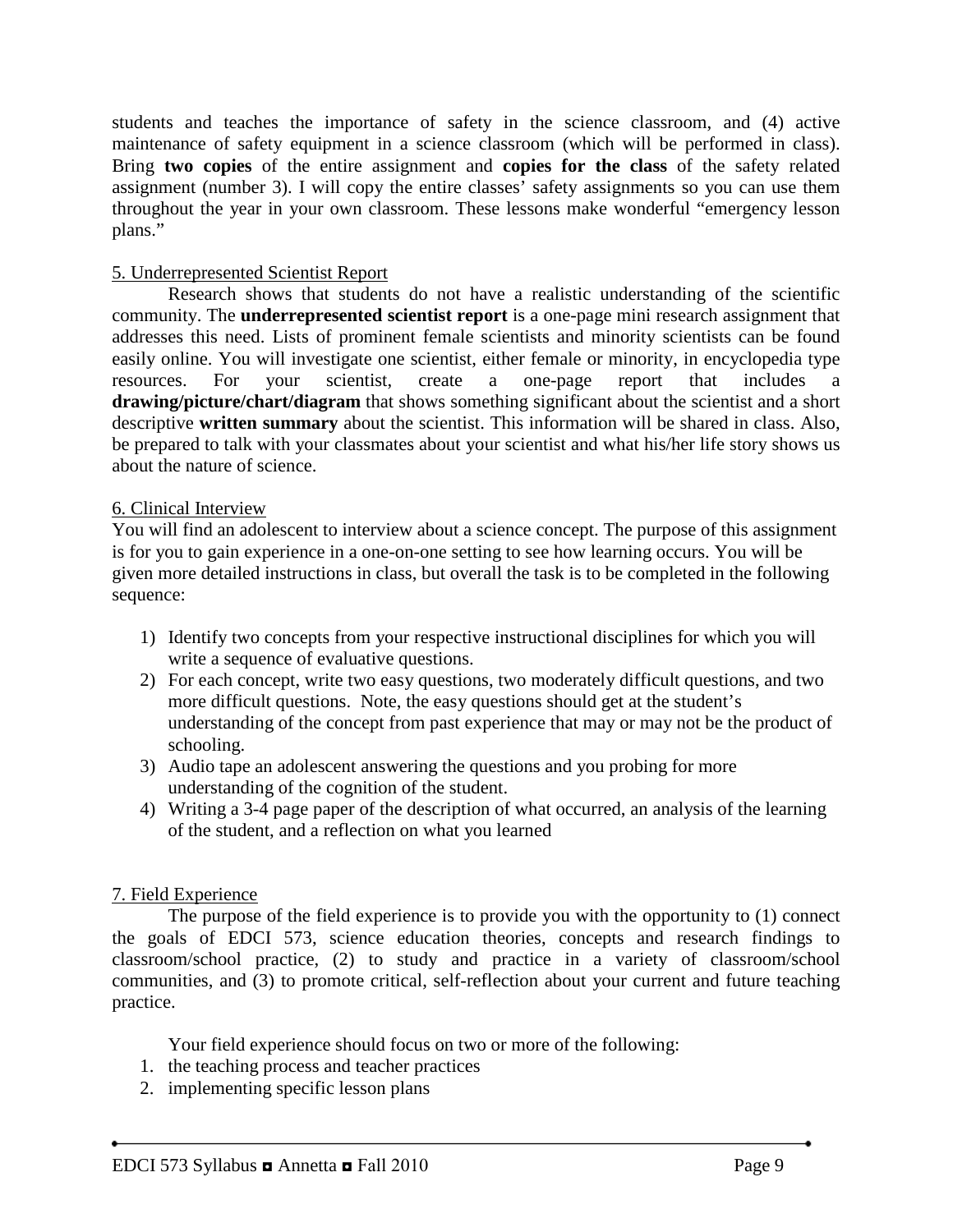students and teaches the importance of safety in the science classroom, and (4) active maintenance of safety equipment in a science classroom (which will be performed in class). Bring **two copies** of the entire assignment and **copies for the class** of the safety related assignment (number 3). I will copy the entire classes' safety assignments so you can use them throughout the year in your own classroom. These lessons make wonderful "emergency lesson plans."

5. Underrepresented Scientist Report

Research shows that students do not have a realistic understanding of the scientific community. The **underrepresented scientist report** is a one-page mini research assignment that addresses this need. Lists of prominent female scientists and minority scientists can be found easily online. You will investigate one scientist, either female or minority, in encyclopedia type resources. For your scientist, create a one-page report that includes a **drawing/picture/chart/diagram** that shows something significant about the scientist and a short descriptive **written summary** about the scientist. This information will be shared in class. Also, be prepared to talk with your classmates about your scientist and what his/her life story shows us about the nature of science.

6. Clinical Interview

You will find an adolescent to interview about a science concept. The purpose of this assignment is for you to gain experience in a one-on-one setting to see how learning occurs. You will be given more detailed instructions in class, but overall the task is to be completed in the following sequence:

1) Identify two concepts from your respective instructional disciplines for which you will write a sequence of evaluative questions.
2) For each concept, write two easy questions, two moderately difficult questions, and two more difficult questions. Note, the easy questions should get at the student's understanding of the concept from past experience that may or may not be the product of schooling.
3) Audio tape an adolescent answering the questions and you probing for more understanding of the cognition of the student.
4) Writing a 3-4 page paper of the description of what occurred, an analysis of the learning of the student, and a reflection on what you learned

7. Field Experience

The purpose of the field experience is to provide you with the opportunity to (1) connect the goals of EDCI 573, science education theories, concepts and research findings to classroom/school practice, (2) to study and practice in a variety of classroom/school communities, and (3) to promote critical, self-reflection about your current and future teaching practice.

Your field experience should focus on two or more of the following:

1. the teaching process and teacher practices
2. implementing specific lesson plans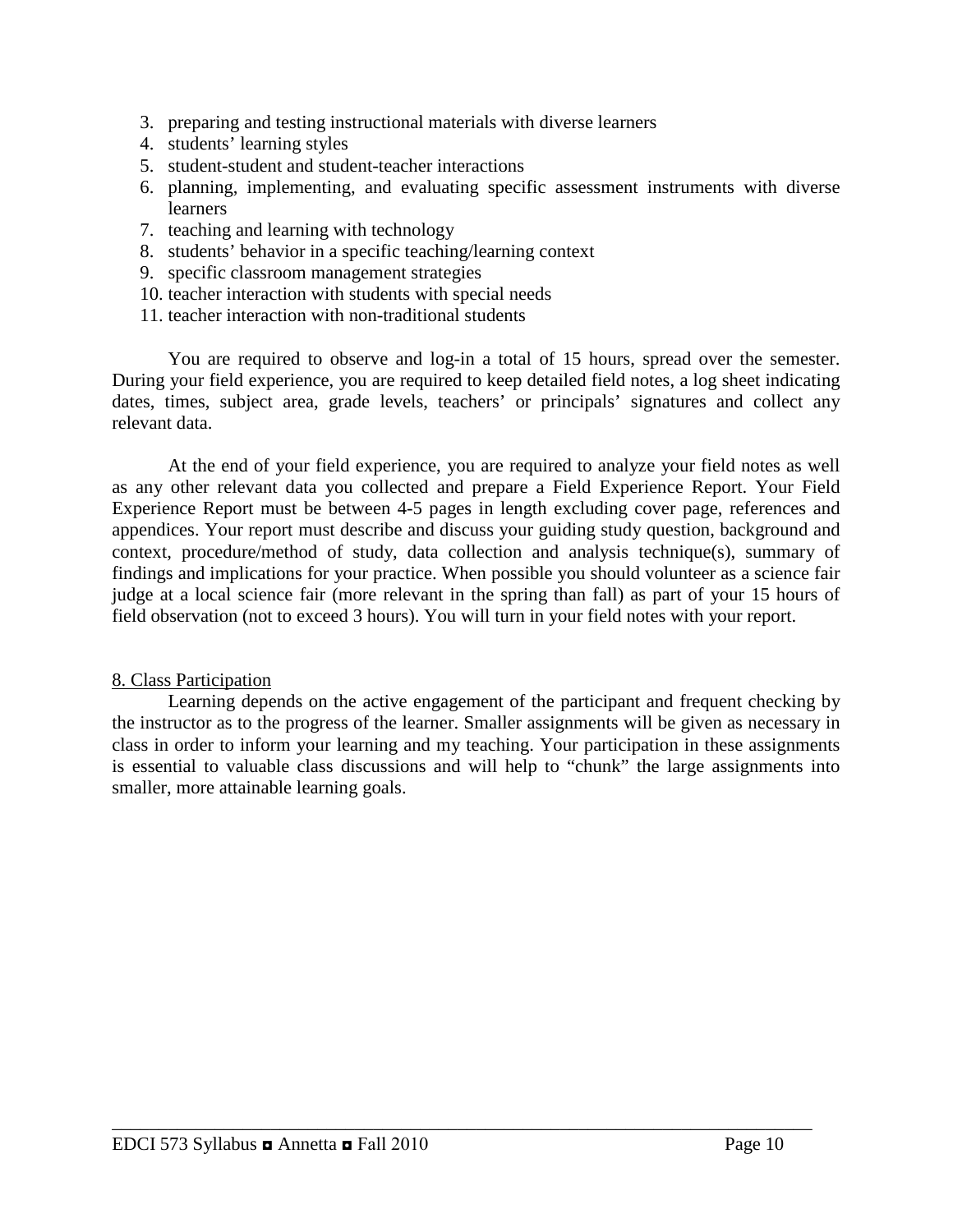3. preparing and testing instructional materials with diverse learners
4. students' learning styles
5. student-student and student-teacher interactions
6. planning, implementing, and evaluating specific assessment instruments with diverse learners
7. teaching and learning with technology
8. students' behavior in a specific teaching/learning context
9. specific classroom management strategies
10. teacher interaction with students with special needs
11. teacher interaction with non-traditional students

You are required to observe and log-in a total of 15 hours, spread over the semester. During your field experience, you are required to keep detailed field notes, a log sheet indicating dates, times, subject area, grade levels, teachers' or principals' signatures and collect any relevant data.

At the end of your field experience, you are required to analyze your field notes as well as any other relevant data you collected and prepare a Field Experience Report. Your Field Experience Report must be between 4-5 pages in length excluding cover page, references and appendices. Your report must describe and discuss your guiding study question, background and context, procedure/method of study, data collection and analysis technique(s), summary of findings and implications for your practice. When possible you should volunteer as a science fair judge at a local science fair (more relevant in the spring than fall) as part of your 15 hours of field observation (not to exceed 3 hours). You will turn in your field notes with your report.

8. Class Participation

Learning depends on the active engagement of the participant and frequent checking by the instructor as to the progress of the learner. Smaller assignments will be given as necessary in class in order to inform your learning and my teaching. Your participation in these assignments is essential to valuable class discussions and will help to "chunk" the large assignments into smaller, more attainable learning goals.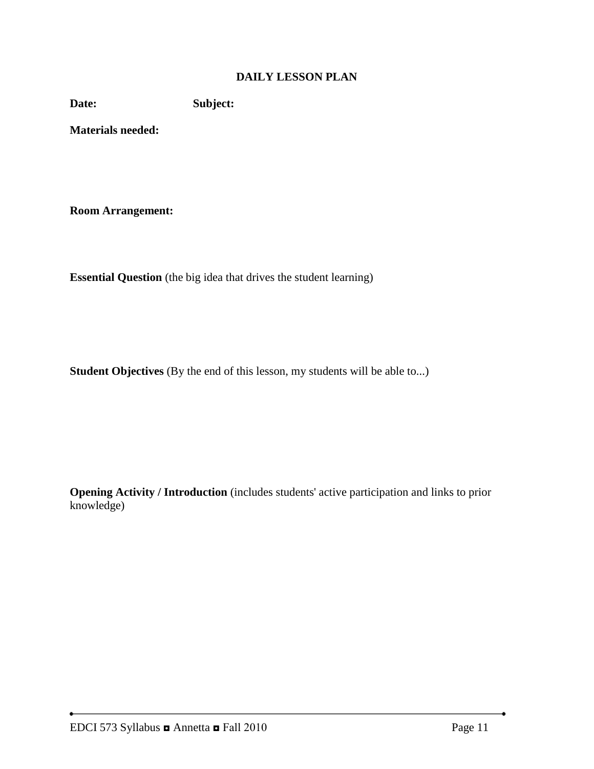# DAILY LESSON PLAN

**Date:** **Subject:**

**Materials needed:**

**Room Arrangement:**

**Essential Question** (the big idea that drives the student learning)

**Student Objectives** (By the end of this lesson, my students will be able to...)

**Opening Activity / Introduction** (includes students' active participation and links to prior knowledge)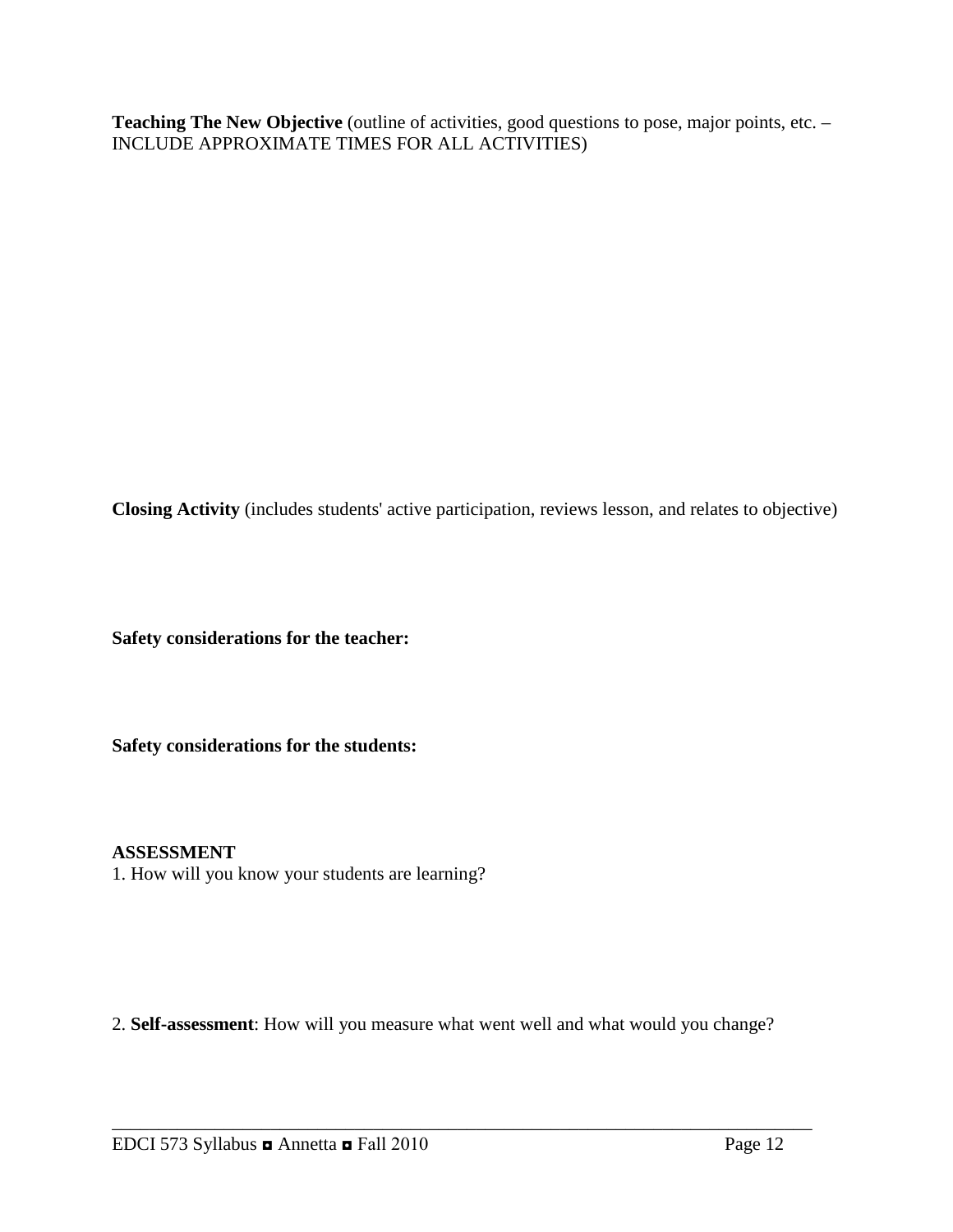**Teaching The New Objective** (outline of activities, good questions to pose, major points, etc. – INCLUDE APPROXIMATE TIMES FOR ALL ACTIVITIES)

**Closing Activity** (includes students' active participation, reviews lesson, and relates to objective)

**Safety considerations for the teacher:**

**Safety considerations for the students:**

**ASSESSMENT**

1. How will you know your students are learning?

2. **Self-assessment**: How will you measure what went well and what would you change?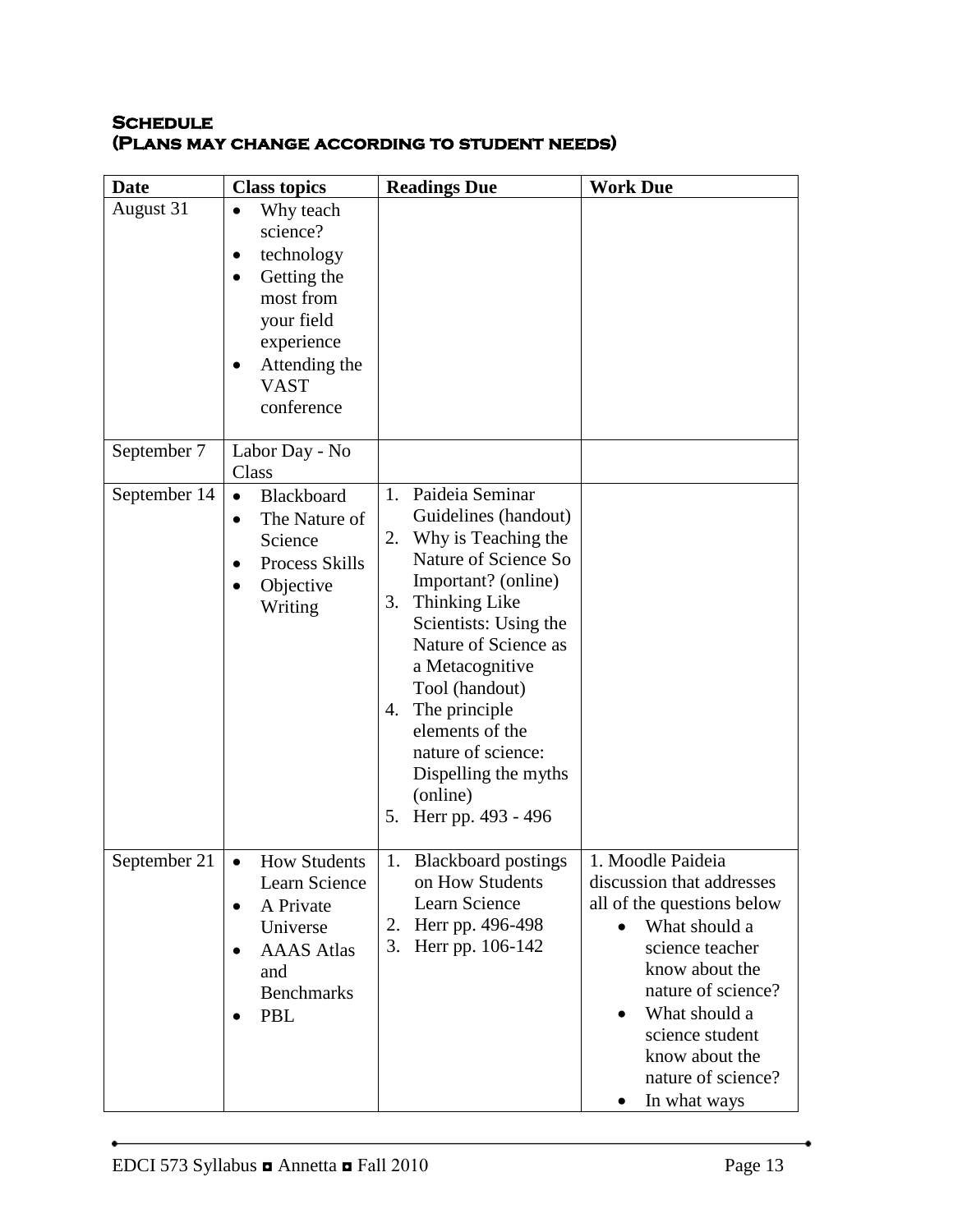### Schedule
### (Plans may change according to student needs)

| Date | Class topics | Readings Due | Work Due |
|---|---|---|---|
| August 31 | • Why teach science?<br>• technology<br>• Getting the most from your field experience<br>• Attending the VAST conference | | |
| September 7 | Labor Day - No Class | | |
| September 14 | • Blackboard<br>• The Nature of Science<br>• Process Skills<br>• Objective Writing | 1. Paideia Seminar Guidelines (handout)<br>2. Why is Teaching the Nature of Science So Important? (online)<br>3. Thinking Like Scientists: Using the Nature of Science as a Metacognitive Tool (handout)<br>4. The principle elements of the nature of science: Dispelling the myths (online)<br>5. Herr pp. 493 - 496 | |
| September 21 | • How Students Learn Science<br>• A Private Universe<br>• AAAS Atlas and Benchmarks<br>• PBL | 1. Blackboard postings on How Students Learn Science<br>2. Herr pp. 496-498<br>3. Herr pp. 106-142 | 1. Moodle Paideia discussion that addresses all of the questions below<br>• What should a science teacher know about the nature of science?<br>• What should a science student know about the nature of science?<br>• In what ways |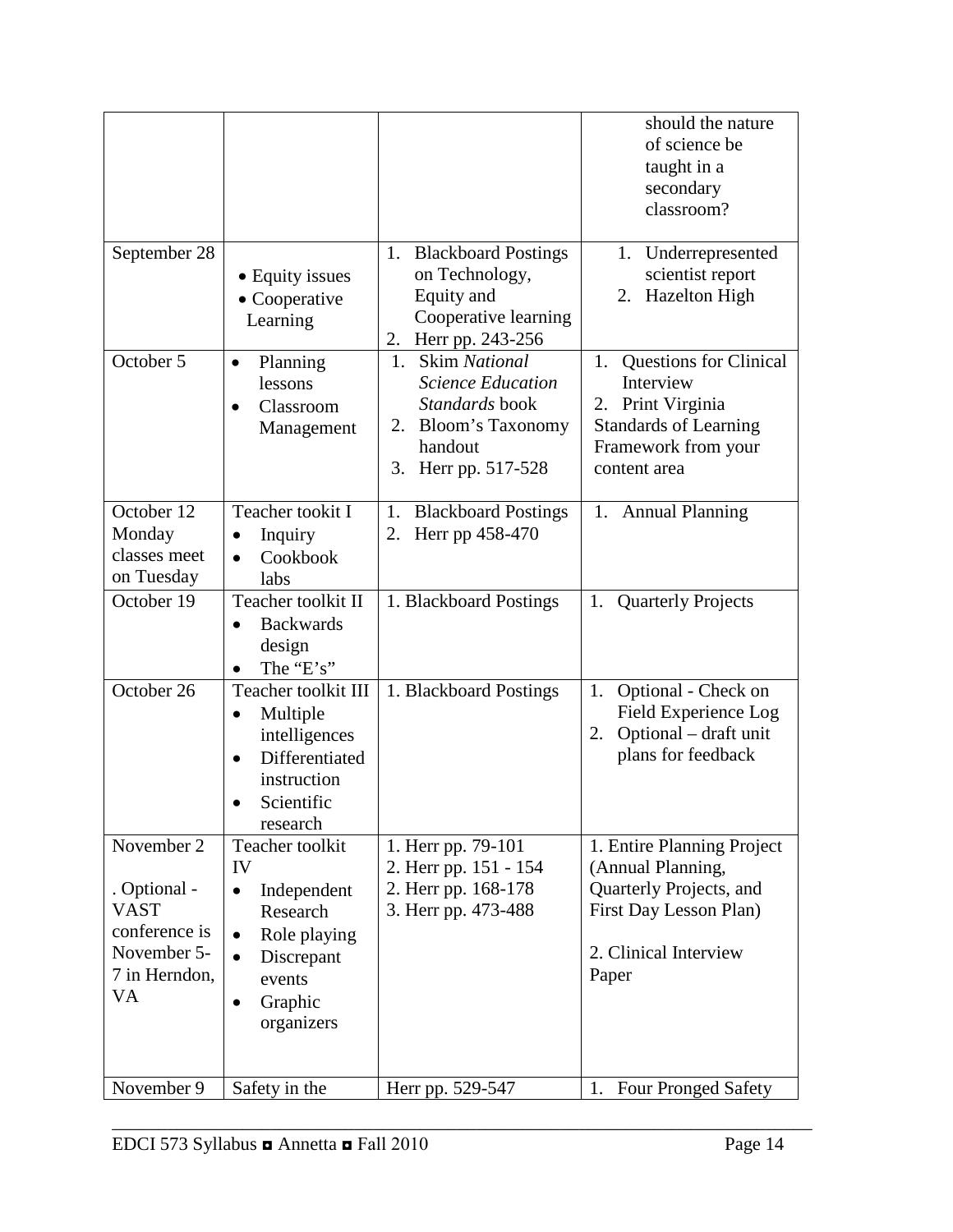| | | | |
|---|---|---|---|
| | | | should the nature of science be taught in a secondary classroom? |
| September 28 | • Equity issues<br>• Cooperative Learning | 1. Blackboard Postings on Technology, Equity and Cooperative learning<br>2. Herr pp. 243-256 | 1. Underrepresented scientist report<br>2. Hazelton High |
| October 5 | • Planning lessons<br>• Classroom Management | 1. Skim *National Science Education Standards* book<br>2. Bloom's Taxonomy handout<br>3. Herr pp. 517-528 | 1. Questions for Clinical Interview<br>2. Print Virginia Standards of Learning Framework from your content area |
| October 12 Monday classes meet on Tuesday | Teacher tookit I<br>• Inquiry<br>• Cookbook labs | 1. Blackboard Postings<br>2. Herr pp 458-470 | 1. Annual Planning |
| October 19 | Teacher toolkit II<br>• Backwards design<br>• The "E's" | 1. Blackboard Postings | 1. Quarterly Projects |
| October 26 | Teacher toolkit III<br>• Multiple intelligences<br>• Differentiated instruction<br>• Scientific research | 1. Blackboard Postings | 1. Optional - Check on Field Experience Log<br>2. Optional – draft unit plans for feedback |
| November 2<br><br>. Optional - VAST conference is November 5-7 in Herndon, VA | Teacher toolkit IV<br>• Independent Research<br>• Role playing<br>• Discrepant events<br>• Graphic organizers | 1. Herr pp. 79-101<br>2. Herr pp. 151 - 154<br>2. Herr pp. 168-178<br>3. Herr pp. 473-488 | 1. Entire Planning Project (Annual Planning, Quarterly Projects, and First Day Lesson Plan)<br><br>2. Clinical Interview Paper |
| November 9 | Safety in the | Herr pp. 529-547 | 1. Four Pronged Safety |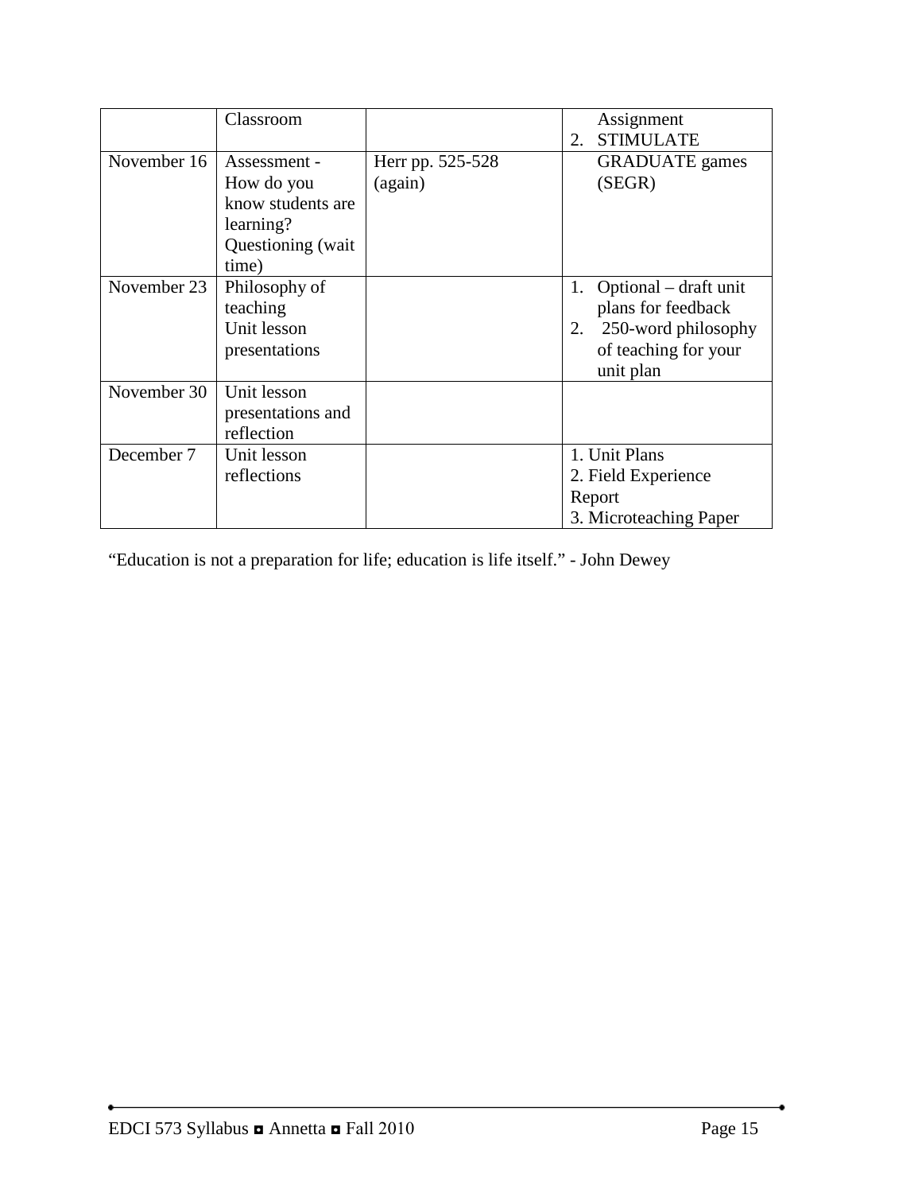| | | | |
|---|---|---|---|
| | Classroom | | Assignment<br>2. STIMULATE |
| November 16 | Assessment - How do you know students are learning? Questioning (wait time) | Herr pp. 525-528 (again) | GRADUATE games (SEGR) |
| November 23 | Philosophy of teaching<br>Unit lesson presentations | | 1. Optional – draft unit plans for feedback<br>2. 250-word philosophy of teaching for your unit plan |
| November 30 | Unit lesson presentations and reflection | | |
| December 7 | Unit lesson reflections | | 1. Unit Plans<br>2. Field Experience Report<br>3. Microteaching Paper |

"Education is not a preparation for life; education is life itself." - John Dewey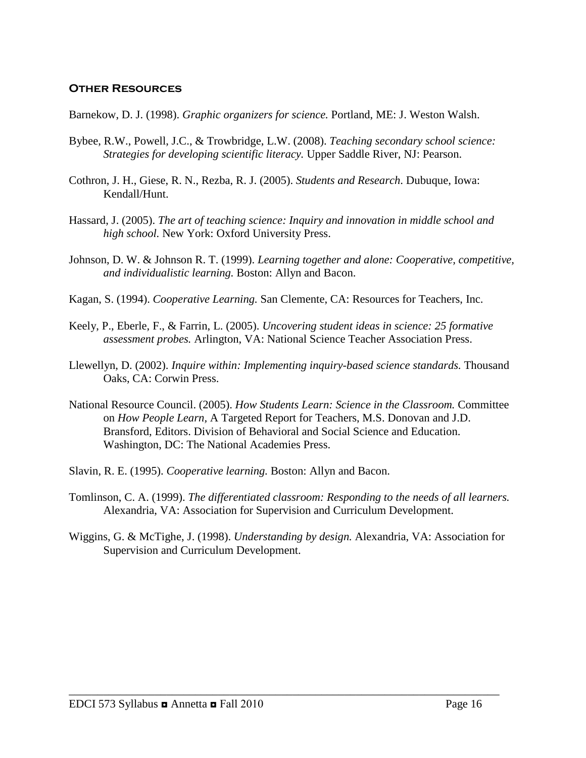### Other Resources

Barnekow, D. J. (1998). *Graphic organizers for science.* Portland, ME: J. Weston Walsh.

Bybee, R.W., Powell, J.C., & Trowbridge, L.W. (2008). *Teaching secondary school science: Strategies for developing scientific literacy.* Upper Saddle River, NJ: Pearson.

Cothron, J. H., Giese, R. N., Rezba, R. J. (2005). *Students and Research*. Dubuque, Iowa: Kendall/Hunt.

Hassard, J. (2005). *The art of teaching science: Inquiry and innovation in middle school and high school.* New York: Oxford University Press.

Johnson, D. W. & Johnson R. T. (1999). *Learning together and alone: Cooperative, competitive, and individualistic learning.* Boston: Allyn and Bacon.

Kagan, S. (1994). *Cooperative Learning.* San Clemente, CA: Resources for Teachers, Inc.

Keely, P., Eberle, F., & Farrin, L. (2005). *Uncovering student ideas in science: 25 formative assessment probes.* Arlington, VA: National Science Teacher Association Press.

Llewellyn, D. (2002). *Inquire within: Implementing inquiry-based science standards.* Thousand Oaks, CA: Corwin Press.

National Resource Council. (2005). *How Students Learn: Science in the Classroom.* Committee on *How People Learn*, A Targeted Report for Teachers, M.S. Donovan and J.D. Bransford, Editors. Division of Behavioral and Social Science and Education. Washington, DC: The National Academies Press.

Slavin, R. E. (1995). *Cooperative learning.* Boston: Allyn and Bacon.

Tomlinson, C. A. (1999). *The differentiated classroom: Responding to the needs of all learners.* Alexandria, VA: Association for Supervision and Curriculum Development.

Wiggins, G. & McTighe, J. (1998). *Understanding by design.* Alexandria, VA: Association for Supervision and Curriculum Development.